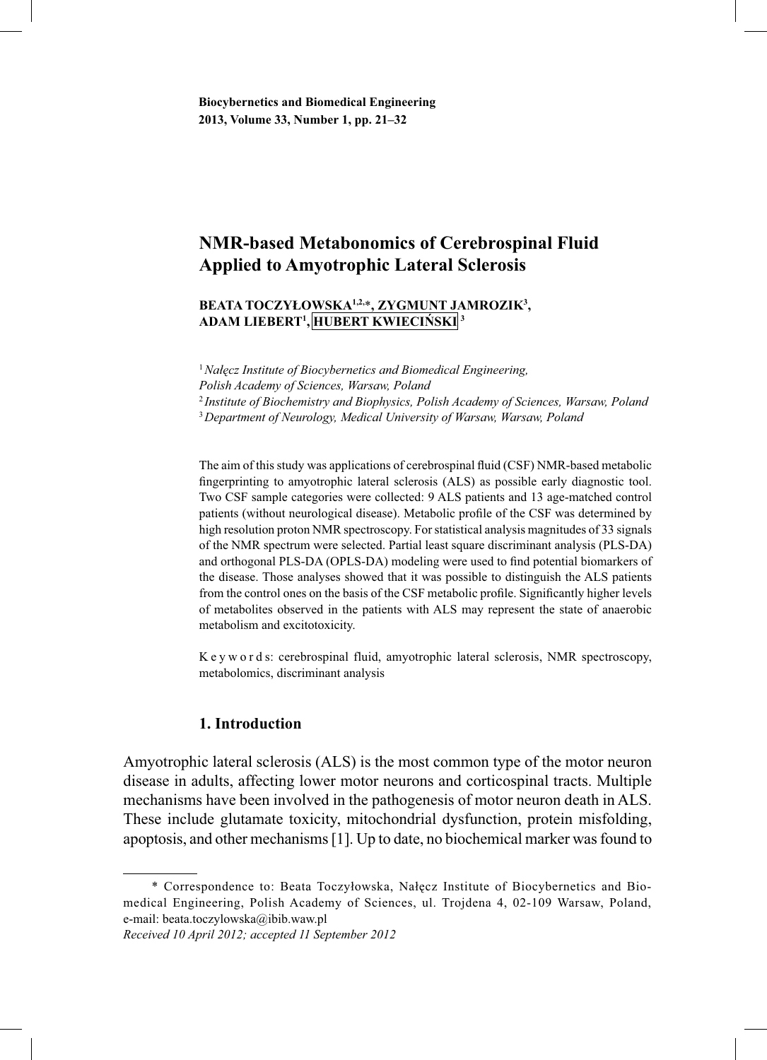Biocybernetics and Biomedical Engineering
2013, Volume 33, Number 1, pp. 21–32

# NMR-based Metabonomics of Cerebrospinal Fluid Applied to Amyotrophic Lateral Sclerosis

**BEATA TOCZYŁOWSKA[1,2,*], ZYGMUNT JAMROZIK[3], ADAM LIEBERT[1], HUBERT KWIECIŃSKI[3]**

[1] *Nałęcz Institute of Biocybernetics and Biomedical Engineering, Polish Academy of Sciences, Warsaw, Poland*
[2] *Institute of Biochemistry and Biophysics, Polish Academy of Sciences, Warsaw, Poland*
[3] *Department of Neurology, Medical University of Warsaw, Warsaw, Poland*

The aim of this study was applications of cerebrospinal fluid (CSF) NMR-based metabolic fingerprinting to amyotrophic lateral sclerosis (ALS) as possible early diagnostic tool. Two CSF sample categories were collected: 9 ALS patients and 13 age-matched control patients (without neurological disease). Metabolic profile of the CSF was determined by high resolution proton NMR spectroscopy. For statistical analysis magnitudes of 33 signals of the NMR spectrum were selected. Partial least square discriminant analysis (PLS-DA) and orthogonal PLS-DA (OPLS-DA) modeling were used to find potential biomarkers of the disease. Those analyses showed that it was possible to distinguish the ALS patients from the control ones on the basis of the CSF metabolic profile. Significantly higher levels of metabolites observed in the patients with ALS may represent the state of anaerobic metabolism and excitotoxicity.

Keywords: cerebrospinal fluid, amyotrophic lateral sclerosis, NMR spectroscopy, metabolomics, discriminant analysis

## 1. Introduction

Amyotrophic lateral sclerosis (ALS) is the most common type of the motor neuron disease in adults, affecting lower motor neurons and corticospinal tracts. Multiple mechanisms have been involved in the pathogenesis of motor neuron death in ALS. These include glutamate toxicity, mitochondrial dysfunction, protein misfolding, apoptosis, and other mechanisms [1]. Up to date, no biochemical marker was found to

* Correspondence to: Beata Toczyłowska, Nałęcz Institute of Biocybernetics and Biomedical Engineering, Polish Academy of Sciences, ul. Trojdena 4, 02-109 Warsaw, Poland, e-mail: beata.toczylowska@ibib.waw.pl

*Received 10 April 2012; accepted 11 September 2012*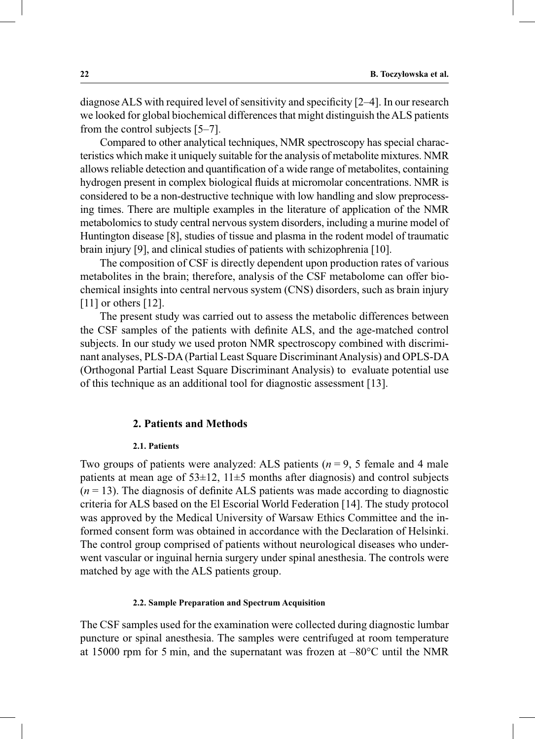diagnose ALS with required level of sensitivity and specificity [2–4]. In our research we looked for global biochemical differences that might distinguish the ALS patients from the control subjects [5–7].

Compared to other analytical techniques, NMR spectroscopy has special characteristics which make it uniquely suitable for the analysis of metabolite mixtures. NMR allows reliable detection and quantification of a wide range of metabolites, containing hydrogen present in complex biological fluids at micromolar concentrations. NMR is considered to be a non-destructive technique with low handling and slow preprocessing times. There are multiple examples in the literature of application of the NMR metabolomics to study central nervous system disorders, including a murine model of Huntington disease [8], studies of tissue and plasma in the rodent model of traumatic brain injury [9], and clinical studies of patients with schizophrenia [10].

The composition of CSF is directly dependent upon production rates of various metabolites in the brain; therefore, analysis of the CSF metabolome can offer biochemical insights into central nervous system (CNS) disorders, such as brain injury [11] or others [12].

The present study was carried out to assess the metabolic differences between the CSF samples of the patients with definite ALS, and the age-matched control subjects. In our study we used proton NMR spectroscopy combined with discriminant analyses, PLS-DA (Partial Least Square Discriminant Analysis) and OPLS-DA (Orthogonal Partial Least Square Discriminant Analysis) to evaluate potential use of this technique as an additional tool for diagnostic assessment [13].

## 2. Patients and Methods

### 2.1. Patients

Two groups of patients were analyzed: ALS patients ($n = 9$, 5 female and 4 male patients at mean age of 53±12, 11±5 months after diagnosis) and control subjects ($n = 13$). The diagnosis of definite ALS patients was made according to diagnostic criteria for ALS based on the El Escorial World Federation [14]. The study protocol was approved by the Medical University of Warsaw Ethics Committee and the informed consent form was obtained in accordance with the Declaration of Helsinki. The control group comprised of patients without neurological diseases who underwent vascular or inguinal hernia surgery under spinal anesthesia. The controls were matched by age with the ALS patients group.

### 2.2. Sample Preparation and Spectrum Acquisition

The CSF samples used for the examination were collected during diagnostic lumbar puncture or spinal anesthesia. The samples were centrifuged at room temperature at 15000 rpm for 5 min, and the supernatant was frozen at –80°C until the NMR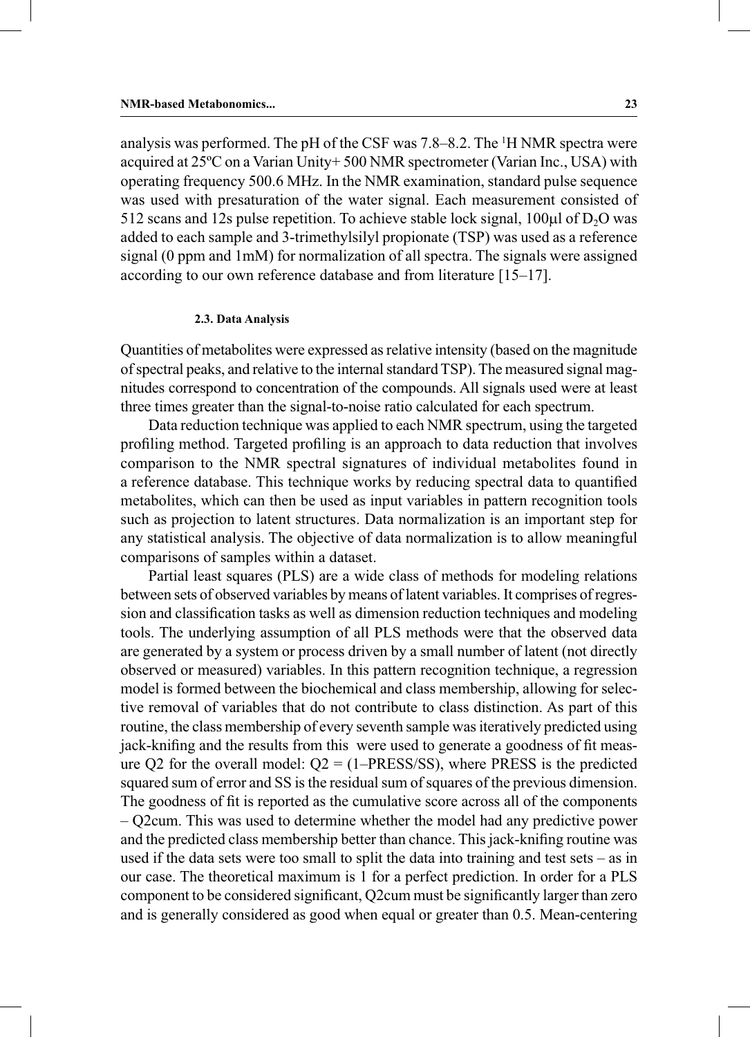analysis was performed. The pH of the CSF was 7.8–8.2. The $^1$H NMR spectra were acquired at 25ºC on a Varian Unity+ 500 NMR spectrometer (Varian Inc., USA) with operating frequency 500.6 MHz. In the NMR examination, standard pulse sequence was used with presaturation of the water signal. Each measurement consisted of 512 scans and 12s pulse repetition. To achieve stable lock signal, 100µl of $D_2O$ was added to each sample and 3-trimethylsilyl propionate (TSP) was used as a reference signal (0 ppm and 1mM) for normalization of all spectra. The signals were assigned according to our own reference database and from literature [15–17].

### 2.3. Data Analysis

Quantities of metabolites were expressed as relative intensity (based on the magnitude of spectral peaks, and relative to the internal standard TSP). The measured signal magnitudes correspond to concentration of the compounds. All signals used were at least three times greater than the signal-to-noise ratio calculated for each spectrum.

Data reduction technique was applied to each NMR spectrum, using the targeted profiling method. Targeted profiling is an approach to data reduction that involves comparison to the NMR spectral signatures of individual metabolites found in a reference database. This technique works by reducing spectral data to quantified metabolites, which can then be used as input variables in pattern recognition tools such as projection to latent structures. Data normalization is an important step for any statistical analysis. The objective of data normalization is to allow meaningful comparisons of samples within a dataset.

Partial least squares (PLS) are a wide class of methods for modeling relations between sets of observed variables by means of latent variables. It comprises of regression and classification tasks as well as dimension reduction techniques and modeling tools. The underlying assumption of all PLS methods were that the observed data are generated by a system or process driven by a small number of latent (not directly observed or measured) variables. In this pattern recognition technique, a regression model is formed between the biochemical and class membership, allowing for selective removal of variables that do not contribute to class distinction. As part of this routine, the class membership of every seventh sample was iteratively predicted using jack-knifing and the results from this were used to generate a goodness of fit measure Q2 for the overall model: $Q2 = (1–PRESS/SS)$, where PRESS is the predicted squared sum of error and SS is the residual sum of squares of the previous dimension. The goodness of fit is reported as the cumulative score across all of the components – Q2cum. This was used to determine whether the model had any predictive power and the predicted class membership better than chance. This jack-knifing routine was used if the data sets were too small to split the data into training and test sets – as in our case. The theoretical maximum is 1 for a perfect prediction. In order for a PLS component to be considered significant, Q2cum must be significantly larger than zero and is generally considered as good when equal or greater than 0.5. Mean-centering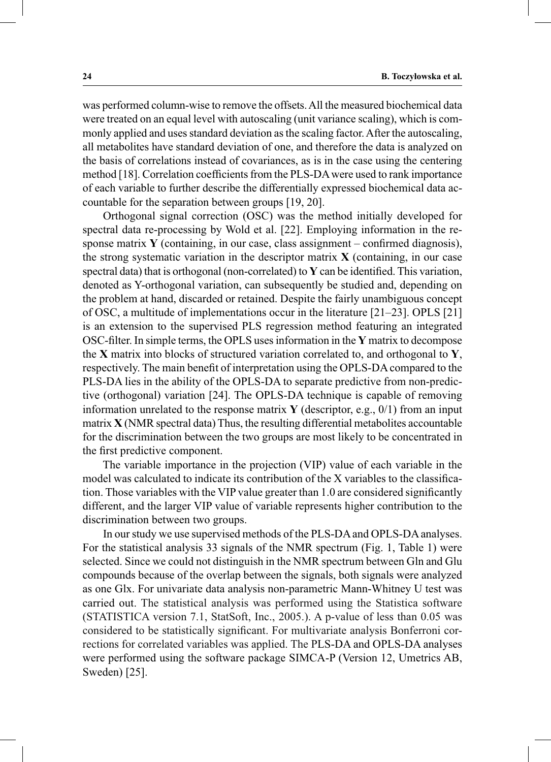was performed column-wise to remove the offsets. All the measured biochemical data were treated on an equal level with autoscaling (unit variance scaling), which is commonly applied and uses standard deviation as the scaling factor. After the autoscaling, all metabolites have standard deviation of one, and therefore the data is analyzed on the basis of correlations instead of covariances, as is in the case using the centering method [18]. Correlation coefficients from the PLS-DA were used to rank importance of each variable to further describe the differentially expressed biochemical data accountable for the separation between groups [19, 20].

Orthogonal signal correction (OSC) was the method initially developed for spectral data re-processing by Wold et al. [22]. Employing information in the response matrix **Y** (containing, in our case, class assignment – confirmed diagnosis), the strong systematic variation in the descriptor matrix **X** (containing, in our case spectral data) that is orthogonal (non-correlated) to **Y** can be identified. This variation, denoted as Y-orthogonal variation, can subsequently be studied and, depending on the problem at hand, discarded or retained. Despite the fairly unambiguous concept of OSC, a multitude of implementations occur in the literature [21–23]. OPLS [21] is an extension to the supervised PLS regression method featuring an integrated OSC-filter. In simple terms, the OPLS uses information in the **Y** matrix to decompose the **X** matrix into blocks of structured variation correlated to, and orthogonal to **Y**, respectively. The main benefit of interpretation using the OPLS-DA compared to the PLS-DA lies in the ability of the OPLS-DA to separate predictive from non-predictive (orthogonal) variation [24]. The OPLS-DA technique is capable of removing information unrelated to the response matrix **Y** (descriptor, e.g., 0/1) from an input matrix **X** (NMR spectral data) Thus, the resulting differential metabolites accountable for the discrimination between the two groups are most likely to be concentrated in the first predictive component.

The variable importance in the projection (VIP) value of each variable in the model was calculated to indicate its contribution of the X variables to the classification. Those variables with the VIP value greater than 1.0 are considered significantly different, and the larger VIP value of variable represents higher contribution to the discrimination between two groups.

In our study we use supervised methods of the PLS-DA and OPLS-DA analyses. For the statistical analysis 33 signals of the NMR spectrum (Fig. 1, Table 1) were selected. Since we could not distinguish in the NMR spectrum between Gln and Glu compounds because of the overlap between the signals, both signals were analyzed as one Glx. For univariate data analysis non-parametric Mann-Whitney U test was carried out. The statistical analysis was performed using the Statistica software (STATISTICA version 7.1, StatSoft, Inc., 2005.). A p-value of less than 0.05 was considered to be statistically significant. For multivariate analysis Bonferroni corrections for correlated variables was applied. The PLS-DA and OPLS-DA analyses were performed using the software package SIMCA-P (Version 12, Umetrics AB, Sweden) [25].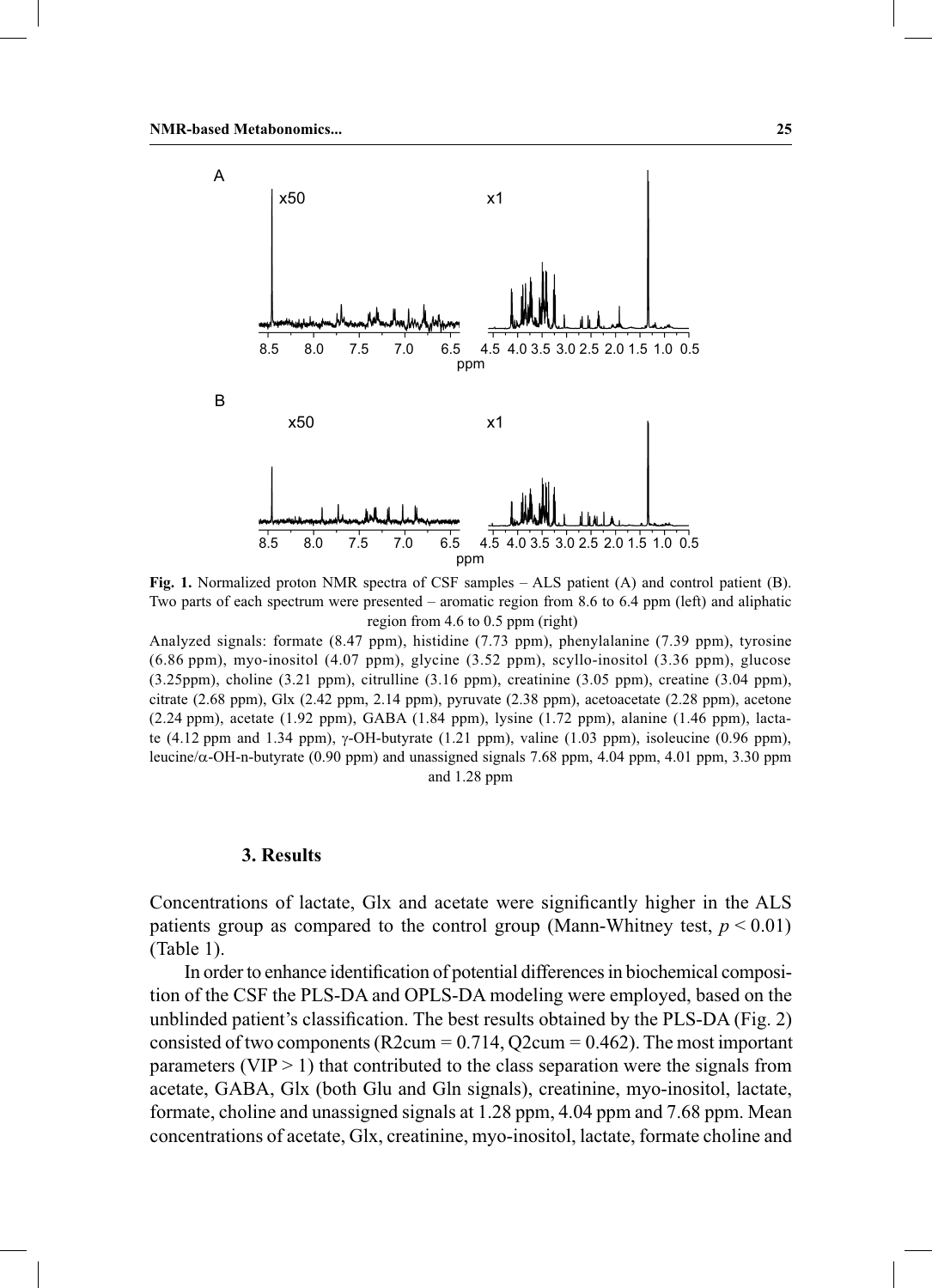**Fig. 1.** Normalized proton NMR spectra of CSF samples – ALS patient (A) and control patient (B). Two parts of each spectrum were presented – aromatic region from 8.6 to 6.4 ppm (left) and aliphatic region from 4.6 to 0.5 ppm (right)

Analyzed signals: formate (8.47 ppm), histidine (7.73 ppm), phenylalanine (7.39 ppm), tyrosine (6.86 ppm), myo-inositol (4.07 ppm), glycine (3.52 ppm), scyllo-inositol (3.36 ppm), glucose (3.25ppm), choline (3.21 ppm), citrulline (3.16 ppm), creatinine (3.05 ppm), creatine (3.04 ppm), citrate (2.68 ppm), Glx (2.42 ppm, 2.14 ppm), pyruvate (2.38 ppm), acetoacetate (2.28 ppm), acetone (2.24 ppm), acetate (1.92 ppm), GABA (1.84 ppm), lysine (1.72 ppm), alanine (1.46 ppm), lactate (4.12 ppm and 1.34 ppm), γ-OH-butyrate (1.21 ppm), valine (1.03 ppm), isoleucine (0.96 ppm), leucine/α-OH-n-butyrate (0.90 ppm) and unassigned signals 7.68 ppm, 4.04 ppm, 4.01 ppm, 3.30 ppm and 1.28 ppm

## 3. Results

Concentrations of lactate, Glx and acetate were significantly higher in the ALS patients group as compared to the control group (Mann-Whitney test, $p < 0.01$) (Table 1).

In order to enhance identification of potential differences in biochemical composition of the CSF the PLS-DA and OPLS-DA modeling were employed, based on the unblinded patient's classification. The best results obtained by the PLS-DA (Fig. 2) consisted of two components ($R2cum = 0.714$, $Q2cum = 0.462$). The most important parameters ($VIP > 1$) that contributed to the class separation were the signals from acetate, GABA, Glx (both Glu and Gln signals), creatinine, myo-inositol, lactate, formate, choline and unassigned signals at 1.28 ppm, 4.04 ppm and 7.68 ppm. Mean concentrations of acetate, Glx, creatinine, myo-inositol, lactate, formate choline and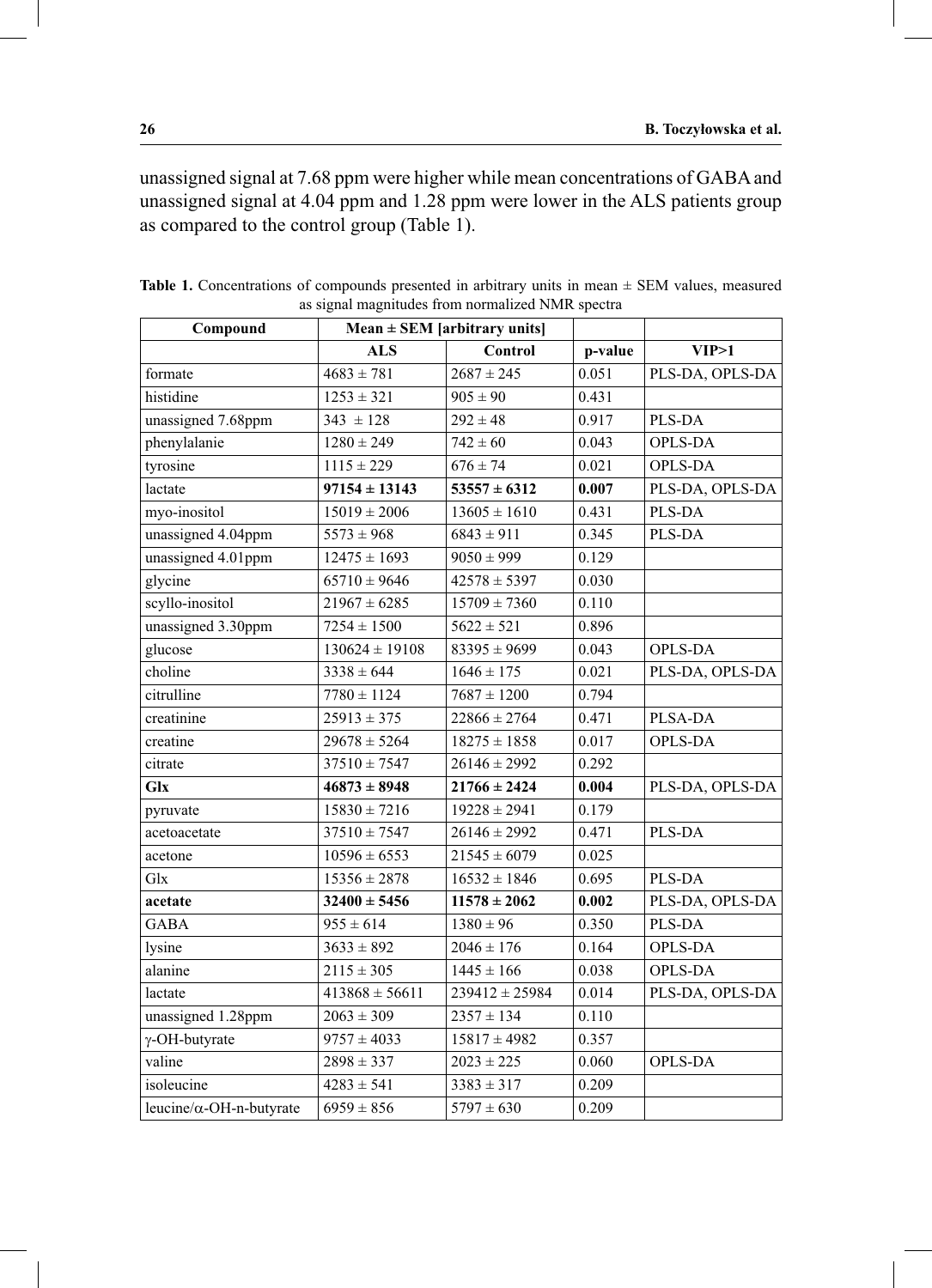unassigned signal at 7.68 ppm were higher while mean concentrations of GABA and unassigned signal at 4.04 ppm and 1.28 ppm were lower in the ALS patients group as compared to the control group (Table 1).

**Table 1.** Concentrations of compounds presented in arbitrary units in mean ± SEM values, measured as signal magnitudes from normalized NMR spectra

| Compound | Mean ± SEM [arbitrary units] | | | |
|---|---|---|---|---|
| | **ALS** | **Control** | **p-value** | **VIP>1** |
| formate | 4683 ± 781 | 2687 ± 245 | 0.051 | PLS-DA, OPLS-DA |
| histidine | 1253 ± 321 | 905 ± 90 | 0.431 | |
| unassigned 7.68ppm | 343 ± 128 | 292 ± 48 | 0.917 | PLS-DA |
| phenylalanie | 1280 ± 249 | 742 ± 60 | 0.043 | OPLS-DA |
| tyrosine | 1115 ± 229 | 676 ± 74 | 0.021 | OPLS-DA |
| lactate | **97154 ± 13143** | **53557 ± 6312** | **0.007** | PLS-DA, OPLS-DA |
| myo-inositol | 15019 ± 2006 | 13605 ± 1610 | 0.431 | PLS-DA |
| unassigned 4.04ppm | 5573 ± 968 | 6843 ± 911 | 0.345 | PLS-DA |
| unassigned 4.01ppm | 12475 ± 1693 | 9050 ± 999 | 0.129 | |
| glycine | 65710 ± 9646 | 42578 ± 5397 | 0.030 | |
| scyllo-inositol | 21967 ± 6285 | 15709 ± 7360 | 0.110 | |
| unassigned 3.30ppm | 7254 ± 1500 | 5622 ± 521 | 0.896 | |
| glucose | 130624 ± 19108 | 83395 ± 9699 | 0.043 | OPLS-DA |
| choline | 3338 ± 644 | 1646 ± 175 | 0.021 | PLS-DA, OPLS-DA |
| citrulline | 7780 ± 1124 | 7687 ± 1200 | 0.794 | |
| creatinine | 25913 ± 375 | 22866 ± 2764 | 0.471 | PLSA-DA |
| creatine | 29678 ± 5264 | 18275 ± 1858 | 0.017 | OPLS-DA |
| citrate | 37510 ± 7547 | 26146 ± 2992 | 0.292 | |
| **Glx** | **46873 ± 8948** | **21766 ± 2424** | **0.004** | PLS-DA, OPLS-DA |
| pyruvate | 15830 ± 7216 | 19228 ± 2941 | 0.179 | |
| acetoacetate | 37510 ± 7547 | 26146 ± 2992 | 0.471 | PLS-DA |
| acetone | 10596 ± 6553 | 21545 ± 6079 | 0.025 | |
| Glx | 15356 ± 2878 | 16532 ± 1846 | 0.695 | PLS-DA |
| **acetate** | **32400 ± 5456** | **11578 ± 2062** | **0.002** | PLS-DA, OPLS-DA |
| GABA | 955 ± 614 | 1380 ± 96 | 0.350 | PLS-DA |
| lysine | 3633 ± 892 | 2046 ± 176 | 0.164 | OPLS-DA |
| alanine | 2115 ± 305 | 1445 ± 166 | 0.038 | OPLS-DA |
| lactate | 413868 ± 56611 | 239412 ± 25984 | 0.014 | PLS-DA, OPLS-DA |
| unassigned 1.28ppm | 2063 ± 309 | 2357 ± 134 | 0.110 | |
| γ-OH-butyrate | 9757 ± 4033 | 15817 ± 4982 | 0.357 | |
| valine | 2898 ± 337 | 2023 ± 225 | 0.060 | OPLS-DA |
| isoleucine | 4283 ± 541 | 3383 ± 317 | 0.209 | |
| leucine/α-OH-n-butyrate | 6959 ± 856 | 5797 ± 630 | 0.209 | |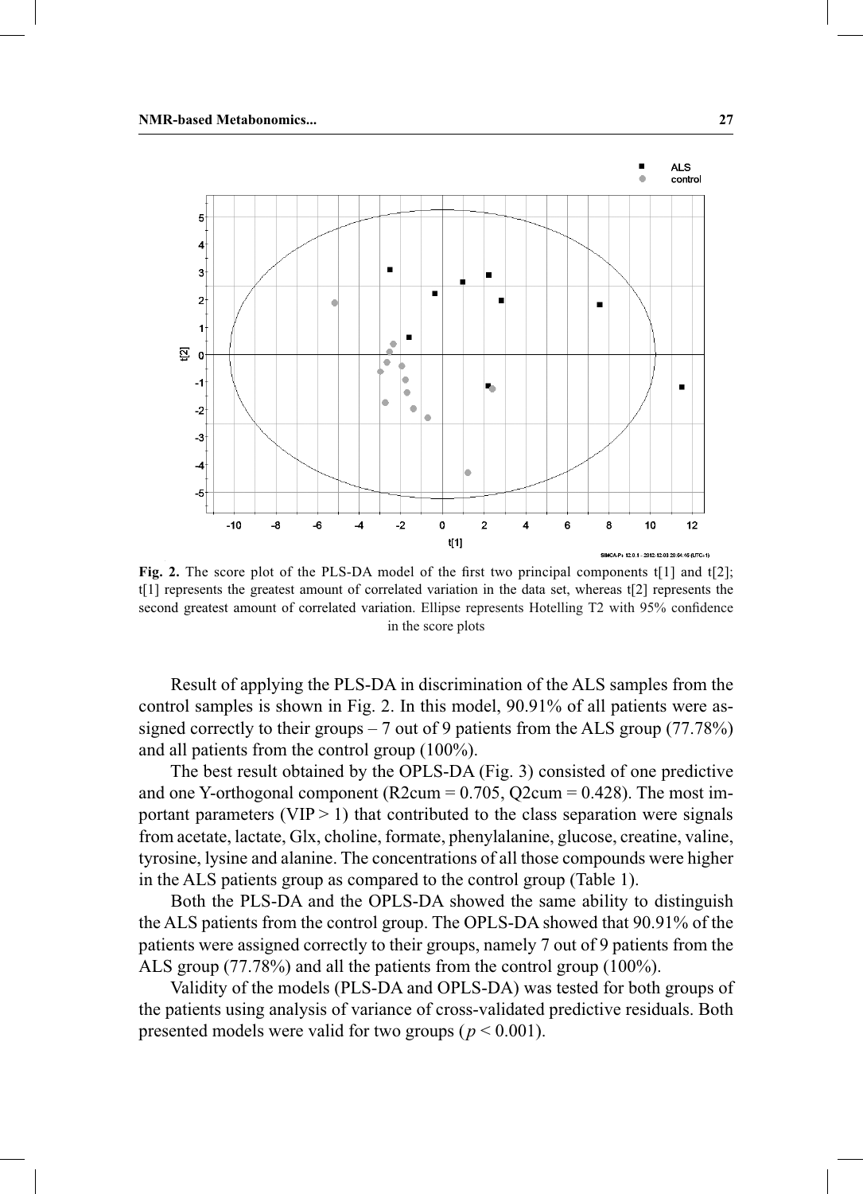**Fig. 2.** The score plot of the PLS-DA model of the first two principal components t[1] and t[2]; t[1] represents the greatest amount of correlated variation in the data set, whereas t[2] represents the second greatest amount of correlated variation. Ellipse represents Hotelling T2 with 95% confidence in the score plots

Result of applying the PLS-DA in discrimination of the ALS samples from the control samples is shown in Fig. 2. In this model, 90.91% of all patients were assigned correctly to their groups – 7 out of 9 patients from the ALS group (77.78%) and all patients from the control group (100%).

The best result obtained by the OPLS-DA (Fig. 3) consisted of one predictive and one Y-orthogonal component (R2cum = 0.705, Q2cum = 0.428). The most important parameters (VIP > 1) that contributed to the class separation were signals from acetate, lactate, Glx, choline, formate, phenylalanine, glucose, creatine, valine, tyrosine, lysine and alanine. The concentrations of all those compounds were higher in the ALS patients group as compared to the control group (Table 1).

Both the PLS-DA and the OPLS-DA showed the same ability to distinguish the ALS patients from the control group. The OPLS-DA showed that 90.91% of the patients were assigned correctly to their groups, namely 7 out of 9 patients from the ALS group (77.78%) and all the patients from the control group (100%).

Validity of the models (PLS-DA and OPLS-DA) was tested for both groups of the patients using analysis of variance of cross-validated predictive residuals. Both presented models were valid for two groups ($p < 0.001$).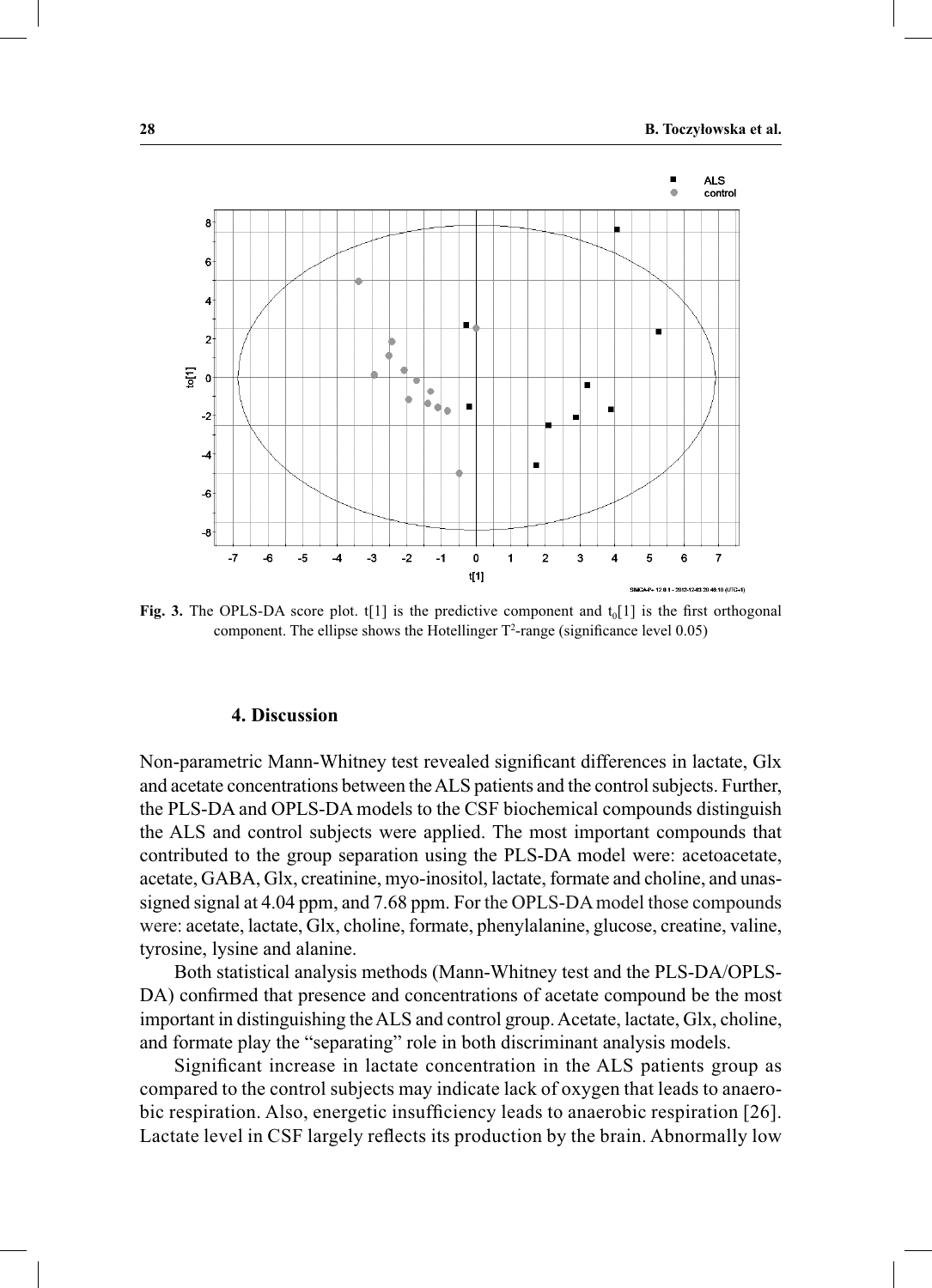**Fig. 3.** The OPLS-DA score plot. t[1] is the predictive component and $t_0[1]$ is the first orthogonal component. The ellipse shows the Hotellinger $T^2$-range (significance level 0.05)

## 4. Discussion

Non-parametric Mann-Whitney test revealed significant differences in lactate, Glx and acetate concentrations between the ALS patients and the control subjects. Further, the PLS-DA and OPLS-DA models to the CSF biochemical compounds distinguish the ALS and control subjects were applied. The most important compounds that contributed to the group separation using the PLS-DA model were: acetoacetate, acetate, GABA, Glx, creatinine, myo-inositol, lactate, formate and choline, and unassigned signal at 4.04 ppm, and 7.68 ppm. For the OPLS-DA model those compounds were: acetate, lactate, Glx, choline, formate, phenylalanine, glucose, creatine, valine, tyrosine, lysine and alanine.

Both statistical analysis methods (Mann-Whitney test and the PLS-DA/OPLS-DA) confirmed that presence and concentrations of acetate compound be the most important in distinguishing the ALS and control group. Acetate, lactate, Glx, choline, and formate play the "separating" role in both discriminant analysis models.

Significant increase in lactate concentration in the ALS patients group as compared to the control subjects may indicate lack of oxygen that leads to anaerobic respiration. Also, energetic insufficiency leads to anaerobic respiration [26]. Lactate level in CSF largely reflects its production by the brain. Abnormally low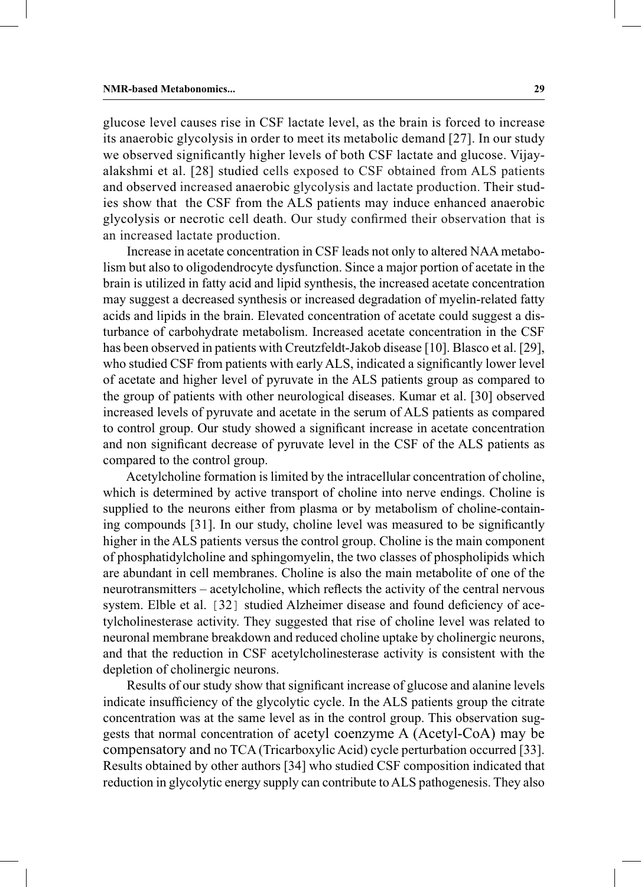glucose level causes rise in CSF lactate level, as the brain is forced to increase its anaerobic glycolysis in order to meet its metabolic demand [27]. In our study we observed significantly higher levels of both CSF lactate and glucose. Vijayalakshmi et al. [28] studied cells exposed to CSF obtained from ALS patients and observed increased anaerobic glycolysis and lactate production. Their studies show that the CSF from the ALS patients may induce enhanced anaerobic glycolysis or necrotic cell death. Our study confirmed their observation that is an increased lactate production.

Increase in acetate concentration in CSF leads not only to altered NAA metabolism but also to oligodendrocyte dysfunction. Since a major portion of acetate in the brain is utilized in fatty acid and lipid synthesis, the increased acetate concentration may suggest a decreased synthesis or increased degradation of myelin-related fatty acids and lipids in the brain. Elevated concentration of acetate could suggest a disturbance of carbohydrate metabolism. Increased acetate concentration in the CSF has been observed in patients with Creutzfeldt-Jakob disease [10]. Blasco et al. [29], who studied CSF from patients with early ALS, indicated a significantly lower level of acetate and higher level of pyruvate in the ALS patients group as compared to the group of patients with other neurological diseases. Kumar et al. [30] observed increased levels of pyruvate and acetate in the serum of ALS patients as compared to control group. Our study showed a significant increase in acetate concentration and non significant decrease of pyruvate level in the CSF of the ALS patients as compared to the control group.

Acetylcholine formation is limited by the intracellular concentration of choline, which is determined by active transport of choline into nerve endings. Choline is supplied to the neurons either from plasma or by metabolism of choline-containing compounds [31]. In our study, choline level was measured to be significantly higher in the ALS patients versus the control group. Choline is the main component of phosphatidylcholine and sphingomyelin, the two classes of phospholipids which are abundant in cell membranes. Choline is also the main metabolite of one of the neurotransmitters – acetylcholine, which reflects the activity of the central nervous system. Elble et al. [32] studied Alzheimer disease and found deficiency of acetylcholinesterase activity. They suggested that rise of choline level was related to neuronal membrane breakdown and reduced choline uptake by cholinergic neurons, and that the reduction in CSF acetylcholinesterase activity is consistent with the depletion of cholinergic neurons.

Results of our study show that significant increase of glucose and alanine levels indicate insufficiency of the glycolytic cycle. In the ALS patients group the citrate concentration was at the same level as in the control group. This observation suggests that normal concentration of acetyl coenzyme A (Acetyl-CoA) may be compensatory and no TCA (Tricarboxylic Acid) cycle perturbation occurred [33]. Results obtained by other authors [34] who studied CSF composition indicated that reduction in glycolytic energy supply can contribute to ALS pathogenesis. They also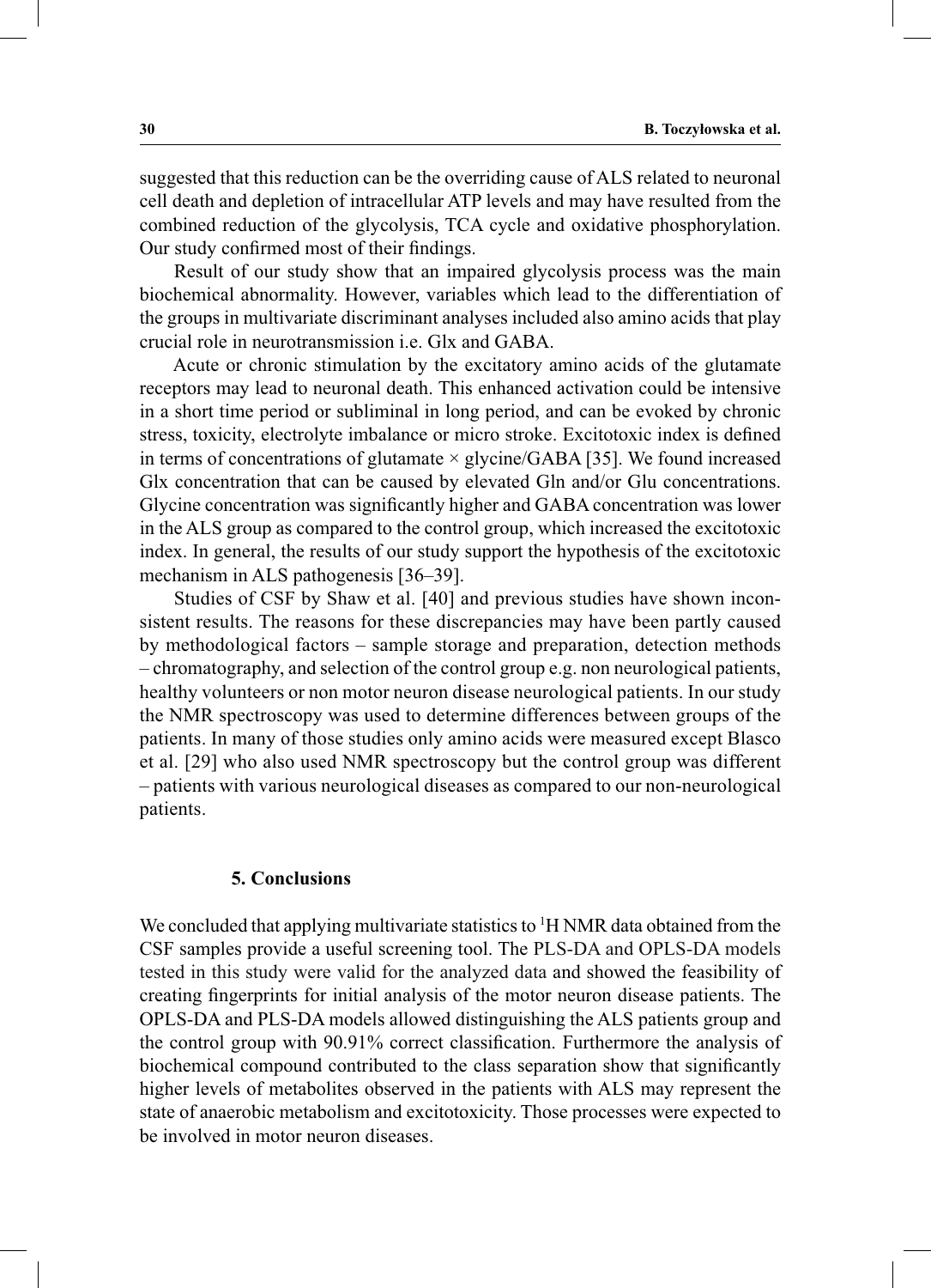suggested that this reduction can be the overriding cause of ALS related to neuronal cell death and depletion of intracellular ATP levels and may have resulted from the combined reduction of the glycolysis, TCA cycle and oxidative phosphorylation. Our study confirmed most of their findings.

Result of our study show that an impaired glycolysis process was the main biochemical abnormality. However, variables which lead to the differentiation of the groups in multivariate discriminant analyses included also amino acids that play crucial role in neurotransmission i.e. Glx and GABA.

Acute or chronic stimulation by the excitatory amino acids of the glutamate receptors may lead to neuronal death. This enhanced activation could be intensive in a short time period or subliminal in long period, and can be evoked by chronic stress, toxicity, electrolyte imbalance or micro stroke. Excitotoxic index is defined in terms of concentrations of glutamate × glycine/GABA [35]. We found increased Glx concentration that can be caused by elevated Gln and/or Glu concentrations. Glycine concentration was significantly higher and GABA concentration was lower in the ALS group as compared to the control group, which increased the excitotoxic index. In general, the results of our study support the hypothesis of the excitotoxic mechanism in ALS pathogenesis [36–39].

Studies of CSF by Shaw et al. [40] and previous studies have shown inconsistent results. The reasons for these discrepancies may have been partly caused by methodological factors – sample storage and preparation, detection methods – chromatography, and selection of the control group e.g. non neurological patients, healthy volunteers or non motor neuron disease neurological patients. In our study the NMR spectroscopy was used to determine differences between groups of the patients. In many of those studies only amino acids were measured except Blasco et al. [29] who also used NMR spectroscopy but the control group was different – patients with various neurological diseases as compared to our non-neurological patients.

## 5. Conclusions

We concluded that applying multivariate statistics to $^{1}$H NMR data obtained from the CSF samples provide a useful screening tool. The PLS-DA and OPLS-DA models tested in this study were valid for the analyzed data and showed the feasibility of creating fingerprints for initial analysis of the motor neuron disease patients. The OPLS-DA and PLS-DA models allowed distinguishing the ALS patients group and the control group with 90.91% correct classification. Furthermore the analysis of biochemical compound contributed to the class separation show that significantly higher levels of metabolites observed in the patients with ALS may represent the state of anaerobic metabolism and excitotoxicity. Those processes were expected to be involved in motor neuron diseases.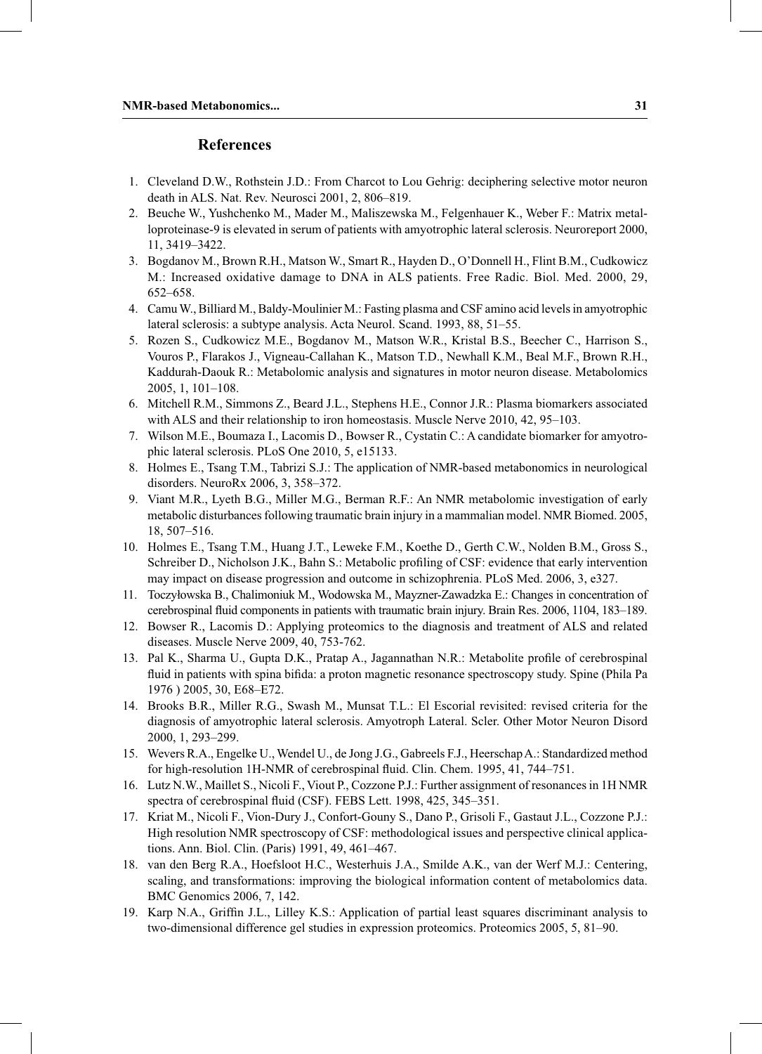## References

1. Cleveland D.W., Rothstein J.D.: From Charcot to Lou Gehrig: deciphering selective motor neuron death in ALS. Nat. Rev. Neurosci 2001, 2, 806–819.
2. Beuche W., Yushchenko M., Mader M., Maliszewska M., Felgenhauer K., Weber F.: Matrix metalloproteinase-9 is elevated in serum of patients with amyotrophic lateral sclerosis. Neuroreport 2000, 11, 3419–3422.
3. Bogdanov M., Brown R.H., Matson W., Smart R., Hayden D., O'Donnell H., Flint B.M., Cudkowicz M.: Increased oxidative damage to DNA in ALS patients. Free Radic. Biol. Med. 2000, 29, 652–658.
4. Camu W., Billiard M., Baldy-Moulinier M.: Fasting plasma and CSF amino acid levels in amyotrophic lateral sclerosis: a subtype analysis. Acta Neurol. Scand. 1993, 88, 51–55.
5. Rozen S., Cudkowicz M.E., Bogdanov M., Matson W.R., Kristal B.S., Beecher C., Harrison S., Vouros P., Flarakos J., Vigneau-Callahan K., Matson T.D., Newhall K.M., Beal M.F., Brown R.H., Kaddurah-Daouk R.: Metabolomic analysis and signatures in motor neuron disease. Metabolomics 2005, 1, 101–108.
6. Mitchell R.M., Simmons Z., Beard J.L., Stephens H.E., Connor J.R.: Plasma biomarkers associated with ALS and their relationship to iron homeostasis. Muscle Nerve 2010, 42, 95–103.
7. Wilson M.E., Boumaza I., Lacomis D., Bowser R., Cystatin C.: A candidate biomarker for amyotrophic lateral sclerosis. PLoS One 2010, 5, e15133.
8. Holmes E., Tsang T.M., Tabrizi S.J.: The application of NMR-based metabonomics in neurological disorders. NeuroRx 2006, 3, 358–372.
9. Viant M.R., Lyeth B.G., Miller M.G., Berman R.F.: An NMR metabolomic investigation of early metabolic disturbances following traumatic brain injury in a mammalian model. NMR Biomed. 2005, 18, 507–516.
10. Holmes E., Tsang T.M., Huang J.T., Leweke F.M., Koethe D., Gerth C.W., Nolden B.M., Gross S., Schreiber D., Nicholson J.K., Bahn S.: Metabolic profiling of CSF: evidence that early intervention may impact on disease progression and outcome in schizophrenia. PLoS Med. 2006, 3, e327.
11. Toczyłowska B., Chalimoniuk M., Wodowska M., Mayzner-Zawadzka E.: Changes in concentration of cerebrospinal fluid components in patients with traumatic brain injury. Brain Res. 2006, 1104, 183–189.
12. Bowser R., Lacomis D.: Applying proteomics to the diagnosis and treatment of ALS and related diseases. Muscle Nerve 2009, 40, 753-762.
13. Pal K., Sharma U., Gupta D.K., Pratap A., Jagannathan N.R.: Metabolite profile of cerebrospinal fluid in patients with spina bifida: a proton magnetic resonance spectroscopy study. Spine (Phila Pa 1976 ) 2005, 30, E68–E72.
14. Brooks B.R., Miller R.G., Swash M., Munsat T.L.: El Escorial revisited: revised criteria for the diagnosis of amyotrophic lateral sclerosis. Amyotroph Lateral. Scler. Other Motor Neuron Disord 2000, 1, 293–299.
15. Wevers R.A., Engelke U., Wendel U., de Jong J.G., Gabreels F.J., Heerschap A.: Standardized method for high-resolution 1H-NMR of cerebrospinal fluid. Clin. Chem. 1995, 41, 744–751.
16. Lutz N.W., Maillet S., Nicoli F., Viout P., Cozzone P.J.: Further assignment of resonances in 1H NMR spectra of cerebrospinal fluid (CSF). FEBS Lett. 1998, 425, 345–351.
17. Kriat M., Nicoli F., Vion-Dury J., Confort-Gouny S., Dano P., Grisoli F., Gastaut J.L., Cozzone P.J.: High resolution NMR spectroscopy of CSF: methodological issues and perspective clinical applications. Ann. Biol. Clin. (Paris) 1991, 49, 461–467.
18. van den Berg R.A., Hoefsloot H.C., Westerhuis J.A., Smilde A.K., van der Werf M.J.: Centering, scaling, and transformations: improving the biological information content of metabolomics data. BMC Genomics 2006, 7, 142.
19. Karp N.A., Griffin J.L., Lilley K.S.: Application of partial least squares discriminant analysis to two-dimensional difference gel studies in expression proteomics. Proteomics 2005, 5, 81–90.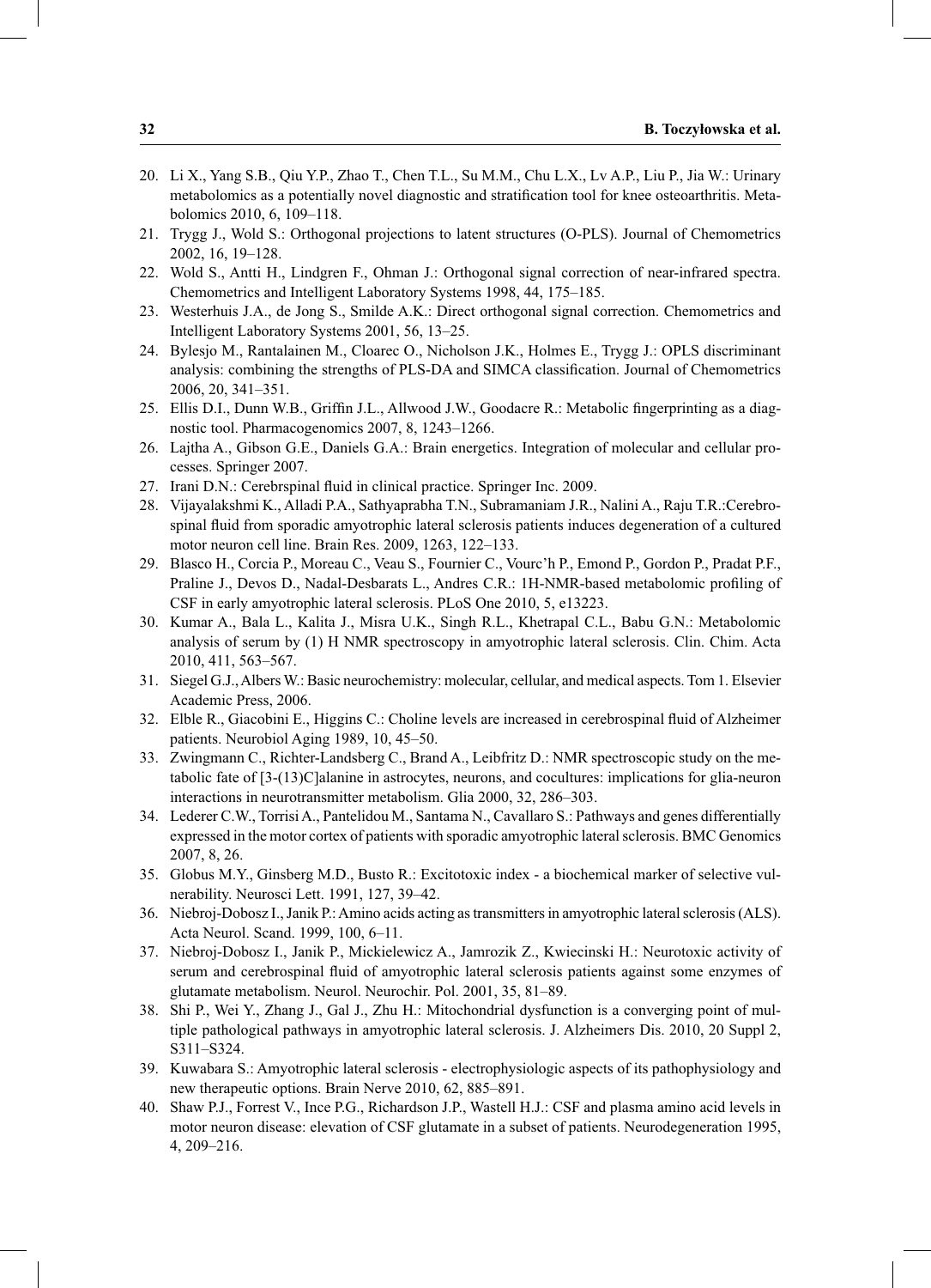20. Li X., Yang S.B., Qiu Y.P., Zhao T., Chen T.L., Su M.M., Chu L.X., Lv A.P., Liu P., Jia W.: Urinary metabolomics as a potentially novel diagnostic and stratification tool for knee osteoarthritis. Metabolomics 2010, 6, 109–118.
21. Trygg J., Wold S.: Orthogonal projections to latent structures (O-PLS). Journal of Chemometrics 2002, 16, 19–128.
22. Wold S., Antti H., Lindgren F., Ohman J.: Orthogonal signal correction of near-infrared spectra. Chemometrics and Intelligent Laboratory Systems 1998, 44, 175–185.
23. Westerhuis J.A., de Jong S., Smilde A.K.: Direct orthogonal signal correction. Chemometrics and Intelligent Laboratory Systems 2001, 56, 13–25.
24. Bylesjo M., Rantalainen M., Cloarec O., Nicholson J.K., Holmes E., Trygg J.: OPLS discriminant analysis: combining the strengths of PLS-DA and SIMCA classification. Journal of Chemometrics 2006, 20, 341–351.
25. Ellis D.I., Dunn W.B., Griffin J.L., Allwood J.W., Goodacre R.: Metabolic fingerprinting as a diagnostic tool. Pharmacogenomics 2007, 8, 1243–1266.
26. Lajtha A., Gibson G.E., Daniels G.A.: Brain energetics. Integration of molecular and cellular processes. Springer 2007.
27. Irani D.N.: Cerebrspinal fluid in clinical practice. Springer Inc. 2009.
28. Vijayalakshmi K., Alladi P.A., Sathyaprabha T.N., Subramaniam J.R., Nalini A., Raju T.R.:Cerebrospinal fluid from sporadic amyotrophic lateral sclerosis patients induces degeneration of a cultured motor neuron cell line. Brain Res. 2009, 1263, 122–133.
29. Blasco H., Corcia P., Moreau C., Veau S., Fournier C., Vourc'h P., Emond P., Gordon P., Pradat P.F., Praline J., Devos D., Nadal-Desbarats L., Andres C.R.: 1H-NMR-based metabolomic profiling of CSF in early amyotrophic lateral sclerosis. PLoS One 2010, 5, e13223.
30. Kumar A., Bala L., Kalita J., Misra U.K., Singh R.L., Khetrapal C.L., Babu G.N.: Metabolomic analysis of serum by (1) H NMR spectroscopy in amyotrophic lateral sclerosis. Clin. Chim. Acta 2010, 411, 563–567.
31. Siegel G.J., Albers W.: Basic neurochemistry: molecular, cellular, and medical aspects. Tom 1. Elsevier Academic Press, 2006.
32. Elble R., Giacobini E., Higgins C.: Choline levels are increased in cerebrospinal fluid of Alzheimer patients. Neurobiol Aging 1989, 10, 45–50.
33. Zwingmann C., Richter-Landsberg C., Brand A., Leibfritz D.: NMR spectroscopic study on the metabolic fate of [3-(13)C]alanine in astrocytes, neurons, and cocultures: implications for glia-neuron interactions in neurotransmitter metabolism. Glia 2000, 32, 286–303.
34. Lederer C.W., Torrisi A., Pantelidou M., Santama N., Cavallaro S.: Pathways and genes differentially expressed in the motor cortex of patients with sporadic amyotrophic lateral sclerosis. BMC Genomics 2007, 8, 26.
35. Globus M.Y., Ginsberg M.D., Busto R.: Excitotoxic index - a biochemical marker of selective vulnerability. Neurosci Lett. 1991, 127, 39–42.
36. Niebroj-Dobosz I., Janik P.: Amino acids acting as transmitters in amyotrophic lateral sclerosis (ALS). Acta Neurol. Scand. 1999, 100, 6–11.
37. Niebroj-Dobosz I., Janik P., Mickielewicz A., Jamrozik Z., Kwiecinski H.: Neurotoxic activity of serum and cerebrospinal fluid of amyotrophic lateral sclerosis patients against some enzymes of glutamate metabolism. Neurol. Neurochir. Pol. 2001, 35, 81–89.
38. Shi P., Wei Y., Zhang J., Gal J., Zhu H.: Mitochondrial dysfunction is a converging point of multiple pathological pathways in amyotrophic lateral sclerosis. J. Alzheimers Dis. 2010, 20 Suppl 2, S311–S324.
39. Kuwabara S.: Amyotrophic lateral sclerosis - electrophysiologic aspects of its pathophysiology and new therapeutic options. Brain Nerve 2010, 62, 885–891.
40. Shaw P.J., Forrest V., Ince P.G., Richardson J.P., Wastell H.J.: CSF and plasma amino acid levels in motor neuron disease: elevation of CSF glutamate in a subset of patients. Neurodegeneration 1995, 4, 209–216.